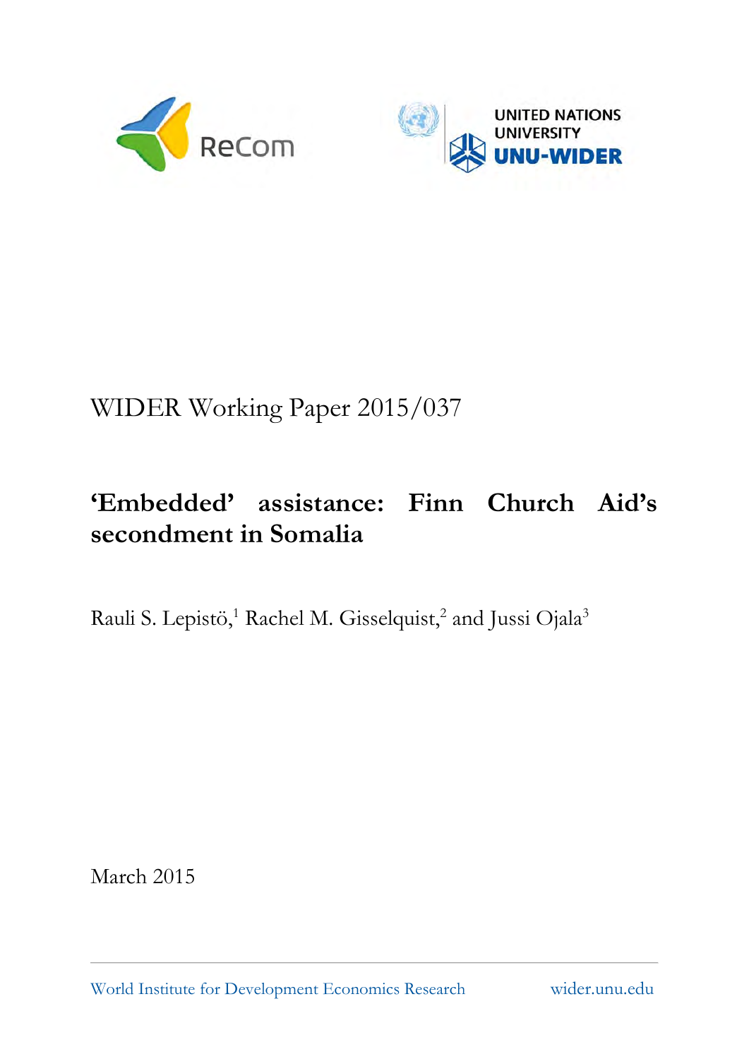ReCom

UNITED NATIONS UNIVERSITY UNU-WIDER

WIDER Working Paper 2015/037

# 'Embedded' assistance: Finn Church Aid's secondment in Somalia

Rauli S. Lepistö,[1] Rachel M. Gisselquist,[2] and Jussi Ojala[3]

March 2015

World Institute for Development Economics Research wider.unu.edu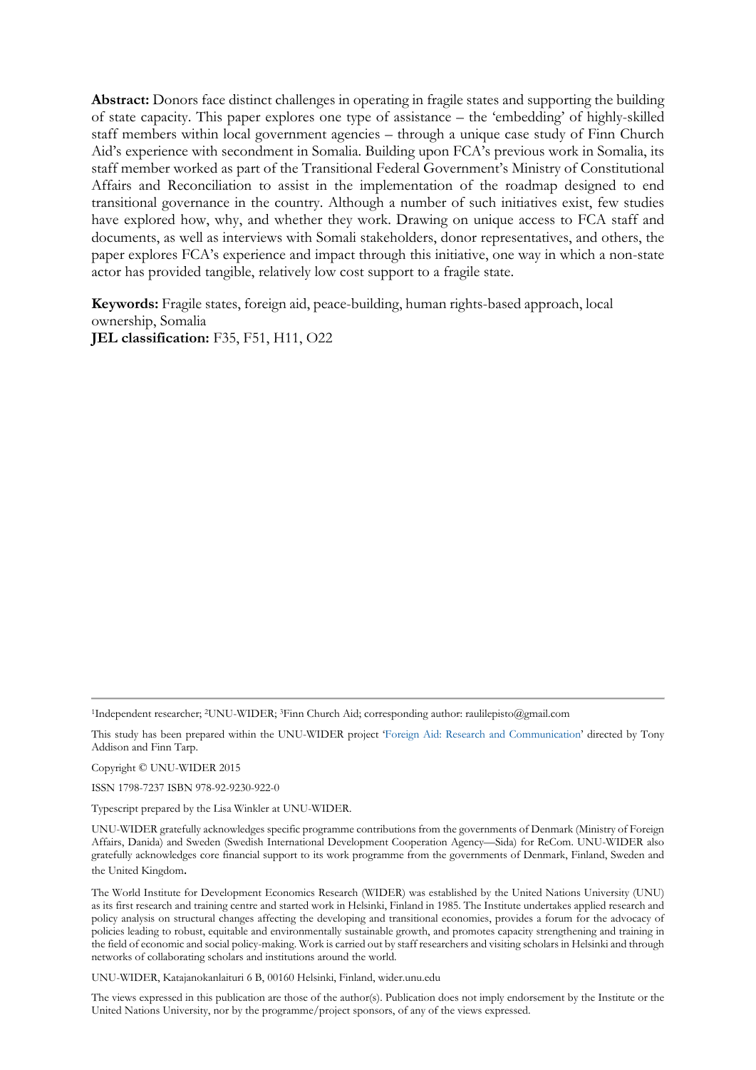**Abstract:** Donors face distinct challenges in operating in fragile states and supporting the building of state capacity. This paper explores one type of assistance – the 'embedding' of highly-skilled staff members within local government agencies – through a unique case study of Finn Church Aid's experience with secondment in Somalia. Building upon FCA's previous work in Somalia, its staff member worked as part of the Transitional Federal Government's Ministry of Constitutional Affairs and Reconciliation to assist in the implementation of the roadmap designed to end transitional governance in the country. Although a number of such initiatives exist, few studies have explored how, why, and whether they work. Drawing on unique access to FCA staff and documents, as well as interviews with Somali stakeholders, donor representatives, and others, the paper explores FCA's experience and impact through this initiative, one way in which a non-state actor has provided tangible, relatively low cost support to a fragile state.

**Keywords:** Fragile states, foreign aid, peace-building, human rights-based approach, local ownership, Somalia

**JEL classification:** F35, F51, H11, O22

---

[1]Independent researcher; [2]UNU-WIDER; [3]Finn Church Aid; corresponding author: raulilepisto@gmail.com

This study has been prepared within the UNU-WIDER project 'Foreign Aid: Research and Communication' directed by Tony Addison and Finn Tarp.

Copyright © UNU-WIDER 2015

ISSN 1798-7237 ISBN 978-92-9230-922-0

Typescript prepared by the Lisa Winkler at UNU-WIDER.

UNU-WIDER gratefully acknowledges specific programme contributions from the governments of Denmark (Ministry of Foreign Affairs, Danida) and Sweden (Swedish International Development Cooperation Agency—Sida) for ReCom. UNU-WIDER also gratefully acknowledges core financial support to its work programme from the governments of Denmark, Finland, Sweden and the United Kingdom.

The World Institute for Development Economics Research (WIDER) was established by the United Nations University (UNU) as its first research and training centre and started work in Helsinki, Finland in 1985. The Institute undertakes applied research and policy analysis on structural changes affecting the developing and transitional economies, provides a forum for the advocacy of policies leading to robust, equitable and environmentally sustainable growth, and promotes capacity strengthening and training in the field of economic and social policy-making. Work is carried out by staff researchers and visiting scholars in Helsinki and through networks of collaborating scholars and institutions around the world.

UNU-WIDER, Katajanokanlaituri 6 B, 00160 Helsinki, Finland, wider.unu.edu

The views expressed in this publication are those of the author(s). Publication does not imply endorsement by the Institute or the United Nations University, nor by the programme/project sponsors, of any of the views expressed.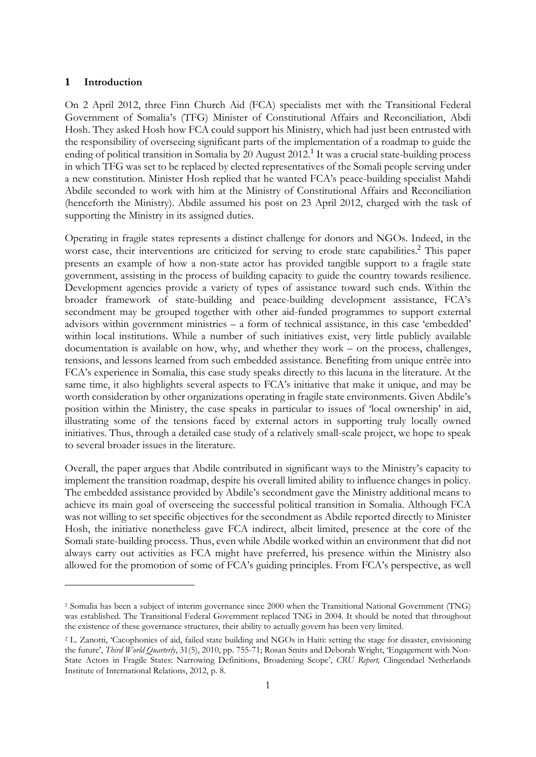## 1 Introduction

On 2 April 2012, three Finn Church Aid (FCA) specialists met with the Transitional Federal Government of Somalia's (TFG) Minister of Constitutional Affairs and Reconciliation, Abdi Hosh. They asked Hosh how FCA could support his Ministry, which had just been entrusted with the responsibility of overseeing significant parts of the implementation of a roadmap to guide the ending of political transition in Somalia by 20 August 2012.[1] It was a crucial state-building process in which TFG was set to be replaced by elected representatives of the Somali people serving under a new constitution. Minister Hosh replied that he wanted FCA's peace-building specialist Mahdi Abdile seconded to work with him at the Ministry of Constitutional Affairs and Reconciliation (henceforth the Ministry). Abdile assumed his post on 23 April 2012, charged with the task of supporting the Ministry in its assigned duties.

Operating in fragile states represents a distinct challenge for donors and NGOs. Indeed, in the worst case, their interventions are criticized for serving to erode state capabilities.[2] This paper presents an example of how a non-state actor has provided tangible support to a fragile state government, assisting in the process of building capacity to guide the country towards resilience. Development agencies provide a variety of types of assistance toward such ends. Within the broader framework of state-building and peace-building development assistance, FCA's secondment may be grouped together with other aid-funded programmes to support external advisors within government ministries – a form of technical assistance, in this case 'embedded' within local institutions. While a number of such initiatives exist, very little publicly available documentation is available on how, why, and whether they work – on the process, challenges, tensions, and lessons learned from such embedded assistance. Benefiting from unique entrée into FCA's experience in Somalia, this case study speaks directly to this lacuna in the literature. At the same time, it also highlights several aspects to FCA's initiative that make it unique, and may be worth consideration by other organizations operating in fragile state environments. Given Abdile's position within the Ministry, the case speaks in particular to issues of 'local ownership' in aid, illustrating some of the tensions faced by external actors in supporting truly locally owned initiatives. Thus, through a detailed case study of a relatively small-scale project, we hope to speak to several broader issues in the literature.

Overall, the paper argues that Abdile contributed in significant ways to the Ministry's capacity to implement the transition roadmap, despite his overall limited ability to influence changes in policy. The embedded assistance provided by Abdile's secondment gave the Ministry additional means to achieve its main goal of overseeing the successful political transition in Somalia. Although FCA was not willing to set specific objectives for the secondment as Abdile reported directly to Minister Hosh, the initiative nonetheless gave FCA indirect, albeit limited, presence at the core of the Somali state-building process. Thus, even while Abdile worked within an environment that did not always carry out activities as FCA might have preferred, his presence within the Ministry also allowed for the promotion of some of FCA's guiding principles. From FCA's perspective, as well

[1] Somalia has been a subject of interim governance since 2000 when the Transitional National Government (TNG) was established. The Transitional Federal Government replaced TNG in 2004. It should be noted that throughout the existence of these governance structures, their ability to actually govern has been very limited.

[2] L. Zanotti, 'Cacophonies of aid, failed state building and NGOs in Haiti: setting the stage for disaster, envisioning the future', *Third World Quarterly*, 31(5), 2010, pp. 755-71; Rosan Smits and Deborah Wright, 'Engagement with Non-State Actors in Fragile States: Narrowing Definitions, Broadening Scope', *CRU Report,* Clingendael Netherlands Institute of International Relations, 2012, p. 8.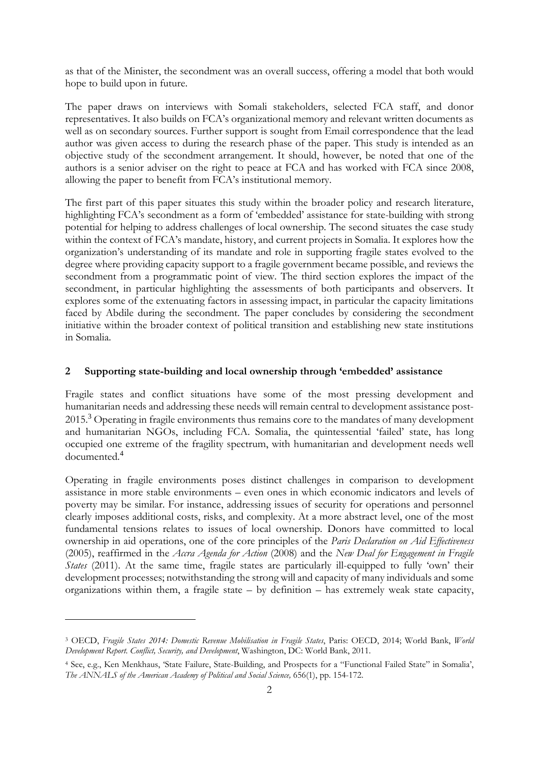as that of the Minister, the secondment was an overall success, offering a model that both would hope to build upon in future.

The paper draws on interviews with Somali stakeholders, selected FCA staff, and donor representatives. It also builds on FCA's organizational memory and relevant written documents as well as on secondary sources. Further support is sought from Email correspondence that the lead author was given access to during the research phase of the paper. This study is intended as an objective study of the secondment arrangement. It should, however, be noted that one of the authors is a senior adviser on the right to peace at FCA and has worked with FCA since 2008, allowing the paper to benefit from FCA's institutional memory.

The first part of this paper situates this study within the broader policy and research literature, highlighting FCA's secondment as a form of 'embedded' assistance for state-building with strong potential for helping to address challenges of local ownership. The second situates the case study within the context of FCA's mandate, history, and current projects in Somalia. It explores how the organization's understanding of its mandate and role in supporting fragile states evolved to the degree where providing capacity support to a fragile government became possible, and reviews the secondment from a programmatic point of view. The third section explores the impact of the secondment, in particular highlighting the assessments of both participants and observers. It explores some of the extenuating factors in assessing impact, in particular the capacity limitations faced by Abdile during the secondment. The paper concludes by considering the secondment initiative within the broader context of political transition and establishing new state institutions in Somalia.

## 2 Supporting state-building and local ownership through 'embedded' assistance

Fragile states and conflict situations have some of the most pressing development and humanitarian needs and addressing these needs will remain central to development assistance post-2015.[3] Operating in fragile environments thus remains core to the mandates of many development and humanitarian NGOs, including FCA. Somalia, the quintessential 'failed' state, has long occupied one extreme of the fragility spectrum, with humanitarian and development needs well documented.[4]

Operating in fragile environments poses distinct challenges in comparison to development assistance in more stable environments – even ones in which economic indicators and levels of poverty may be similar. For instance, addressing issues of security for operations and personnel clearly imposes additional costs, risks, and complexity. At a more abstract level, one of the most fundamental tensions relates to issues of local ownership. Donors have committed to local ownership in aid operations, one of the core principles of the *Paris Declaration on Aid Effectiveness* (2005), reaffirmed in the *Accra Agenda for Action* (2008) and the *New Deal for Engagement in Fragile States* (2011). At the same time, fragile states are particularly ill-equipped to fully 'own' their development processes; notwithstanding the strong will and capacity of many individuals and some organizations within them, a fragile state – by definition – has extremely weak state capacity,

---

[3] OECD, *Fragile States 2014: Domestic Revenue Mobilisation in Fragile States*, Paris: OECD, 2014; World Bank, *World Development Report. Conflict, Security, and Development*, Washington, DC: World Bank, 2011.

[4] See, e.g., Ken Menkhaus, 'State Failure, State-Building, and Prospects for a "Functional Failed State" in Somalia', *The ANNALS of the American Academy of Political and Social Science,* 656(1), pp. 154-172.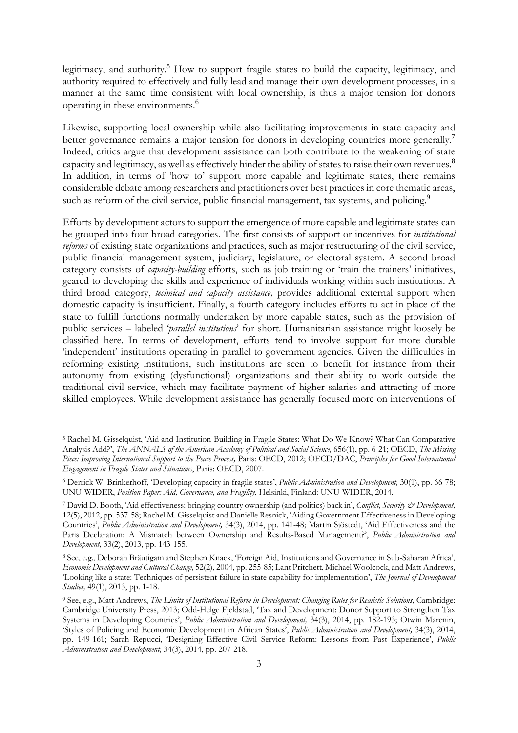legitimacy, and authority.[5] How to support fragile states to build the capacity, legitimacy, and authority required to effectively and fully lead and manage their own development processes, in a manner at the same time consistent with local ownership, is thus a major tension for donors operating in these environments.[6]

Likewise, supporting local ownership while also facilitating improvements in state capacity and better governance remains a major tension for donors in developing countries more generally.[7] Indeed, critics argue that development assistance can both contribute to the weakening of state capacity and legitimacy, as well as effectively hinder the ability of states to raise their own revenues.[8] In addition, in terms of 'how to' support more capable and legitimate states, there remains considerable debate among researchers and practitioners over best practices in core thematic areas, such as reform of the civil service, public financial management, tax systems, and policing.[9]

Efforts by development actors to support the emergence of more capable and legitimate states can be grouped into four broad categories. The first consists of support or incentives for *institutional reforms* of existing state organizations and practices, such as major restructuring of the civil service, public financial management system, judiciary, legislature, or electoral system. A second broad category consists of *capacity-building* efforts, such as job training or 'train the trainers' initiatives, geared to developing the skills and experience of individuals working within such institutions. A third broad category, *technical and capacity assistance,* provides additional external support when domestic capacity is insufficient. Finally, a fourth category includes efforts to act in place of the state to fulfill functions normally undertaken by more capable states, such as the provision of public services – labeled '*parallel institutions*' for short. Humanitarian assistance might loosely be classified here. In terms of development, efforts tend to involve support for more durable 'independent' institutions operating in parallel to government agencies. Given the difficulties in reforming existing institutions, such institutions are seen to benefit for instance from their autonomy from existing (dysfunctional) organizations and their ability to work outside the traditional civil service, which may facilitate payment of higher salaries and attracting of more skilled employees. While development assistance has generally focused more on interventions of

---

[5] Rachel M. Gisselquist, 'Aid and Institution-Building in Fragile States: What Do We Know? What Can Comparative Analysis Add?', *The ANNALS of the American Academy of Political and Social Science,* 656(1), pp. 6-21; OECD, *The Missing Piece: Improving International Support to the Peace Process,* Paris: OECD, 2012; OECD/DAC, *Principles for Good International Engagement in Fragile States and Situations*, Paris: OECD, 2007.

[6] Derrick W. Brinkerhoff, 'Developing capacity in fragile states', *Public Administration and Development,* 30(1), pp. 66-78; UNU-WIDER, *Position Paper: Aid, Governance, and Fragility*, Helsinki, Finland: UNU-WIDER, 2014.

[7] David D. Booth, 'Aid effectiveness: bringing country ownership (and politics) back in', *Conflict, Security & Development,* 12(5), 2012, pp. 537-58; Rachel M. Gisselquist and Danielle Resnick, 'Aiding Government Effectiveness in Developing Countries', *Public Administration and Development,* 34(3), 2014, pp. 141-48; Martin Sjöstedt, 'Aid Effectiveness and the Paris Declaration: A Mismatch between Ownership and Results-Based Management?', *Public Administration and Development,* 33(2), 2013, pp. 143-155.

[8] See, e.g., Deborah Bräutigam and Stephen Knack, 'Foreign Aid, Institutions and Governance in Sub-Saharan Africa', *Economic Development and Cultural Change,* 52(2), 2004, pp. 255-85; Lant Pritchett, Michael Woolcock, and Matt Andrews, 'Looking like a state: Techniques of persistent failure in state capability for implementation', *The Journal of Development Studies,* 49(1), 2013, pp. 1-18.

[9] See, e.g., Matt Andrews, *The Limits of Institutional Reform in Development: Changing Rules for Realistic Solutions,* Cambridge: Cambridge University Press, 2013; Odd-Helge Fjeldstad, 'Tax and Development: Donor Support to Strengthen Tax Systems in Developing Countries', *Public Administration and Development,* 34(3), 2014, pp. 182-193; Otwin Marenin, 'Styles of Policing and Economic Development in African States', *Public Administration and Development,* 34(3), 2014, pp. 149-161; Sarah Repucci, 'Designing Effective Civil Service Reform: Lessons from Past Experience', *Public Administration and Development,* 34(3), 2014, pp. 207-218.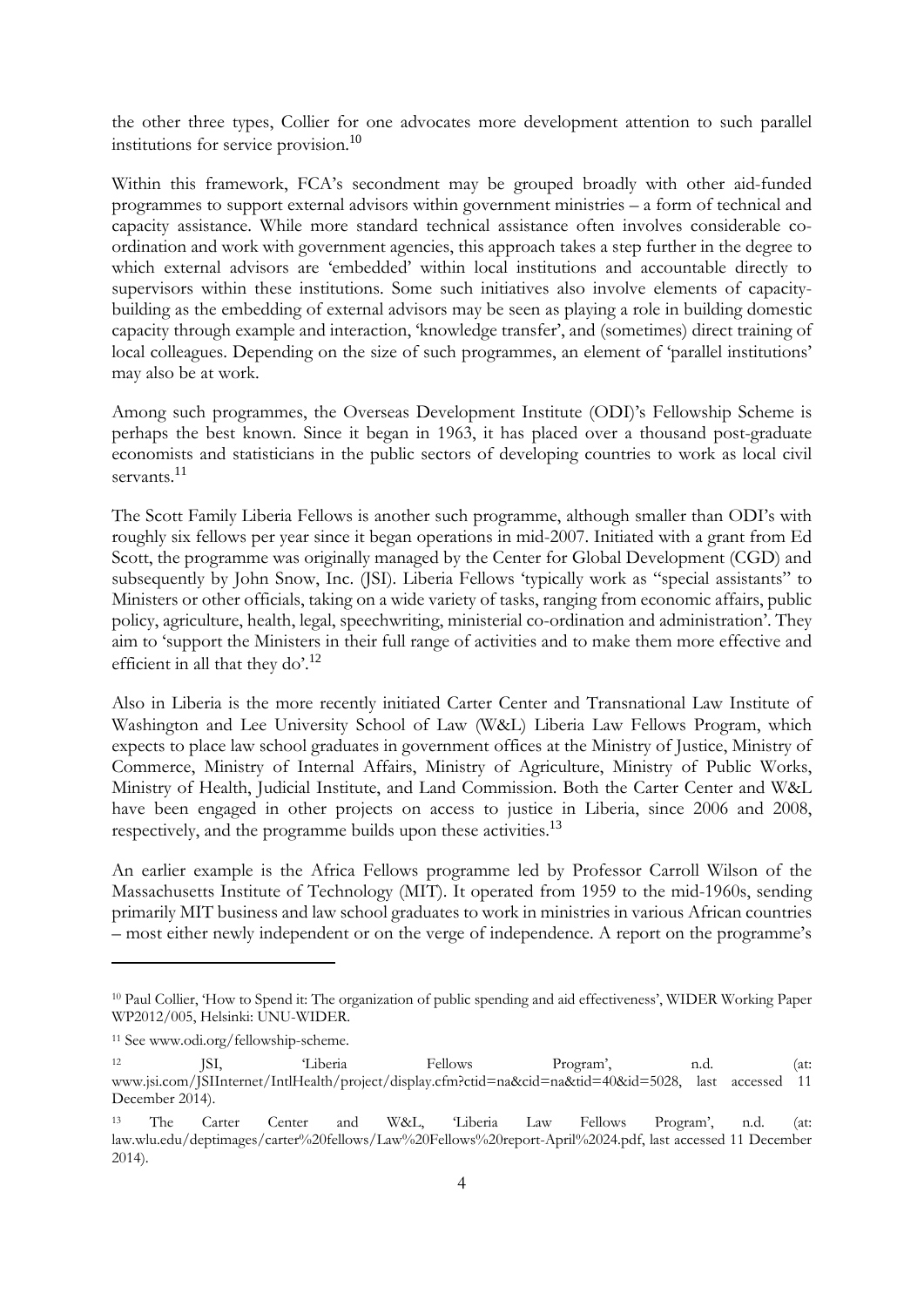the other three types, Collier for one advocates more development attention to such parallel institutions for service provision.[10]

Within this framework, FCA's secondment may be grouped broadly with other aid-funded programmes to support external advisors within government ministries – a form of technical and capacity assistance. While more standard technical assistance often involves considerable co-ordination and work with government agencies, this approach takes a step further in the degree to which external advisors are 'embedded' within local institutions and accountable directly to supervisors within these institutions. Some such initiatives also involve elements of capacity-building as the embedding of external advisors may be seen as playing a role in building domestic capacity through example and interaction, 'knowledge transfer', and (sometimes) direct training of local colleagues. Depending on the size of such programmes, an element of 'parallel institutions' may also be at work.

Among such programmes, the Overseas Development Institute (ODI)'s Fellowship Scheme is perhaps the best known. Since it began in 1963, it has placed over a thousand post-graduate economists and statisticians in the public sectors of developing countries to work as local civil servants.[11]

The Scott Family Liberia Fellows is another such programme, although smaller than ODI's with roughly six fellows per year since it began operations in mid-2007. Initiated with a grant from Ed Scott, the programme was originally managed by the Center for Global Development (CGD) and subsequently by John Snow, Inc. (JSI). Liberia Fellows 'typically work as "special assistants" to Ministers or other officials, taking on a wide variety of tasks, ranging from economic affairs, public policy, agriculture, health, legal, speechwriting, ministerial co-ordination and administration'. They aim to 'support the Ministers in their full range of activities and to make them more effective and efficient in all that they do'.[12]

Also in Liberia is the more recently initiated Carter Center and Transnational Law Institute of Washington and Lee University School of Law (W&L) Liberia Law Fellows Program, which expects to place law school graduates in government offices at the Ministry of Justice, Ministry of Commerce, Ministry of Internal Affairs, Ministry of Agriculture, Ministry of Public Works, Ministry of Health, Judicial Institute, and Land Commission. Both the Carter Center and W&L have been engaged in other projects on access to justice in Liberia, since 2006 and 2008, respectively, and the programme builds upon these activities.[13]

An earlier example is the Africa Fellows programme led by Professor Carroll Wilson of the Massachusetts Institute of Technology (MIT). It operated from 1959 to the mid-1960s, sending primarily MIT business and law school graduates to work in ministries in various African countries – most either newly independent or on the verge of independence. A report on the programme's

---

[10] Paul Collier, 'How to Spend it: The organization of public spending and aid effectiveness', WIDER Working Paper WP2012/005, Helsinki: UNU-WIDER.

[11] See www.odi.org/fellowship-scheme.

[12] JSI, 'Liberia Fellows Program', n.d. (at: www.jsi.com/JSIInternet/IntlHealth/project/display.cfm?ctid=na&cid=na&tid=40&id=5028, last accessed 11 December 2014).

[13] The Carter Center and W&L, 'Liberia Law Fellows Program', n.d. (at: law.wlu.edu/deptimages/carter%20fellows/Law%20Fellows%20report-April%2024.pdf, last accessed 11 December 2014).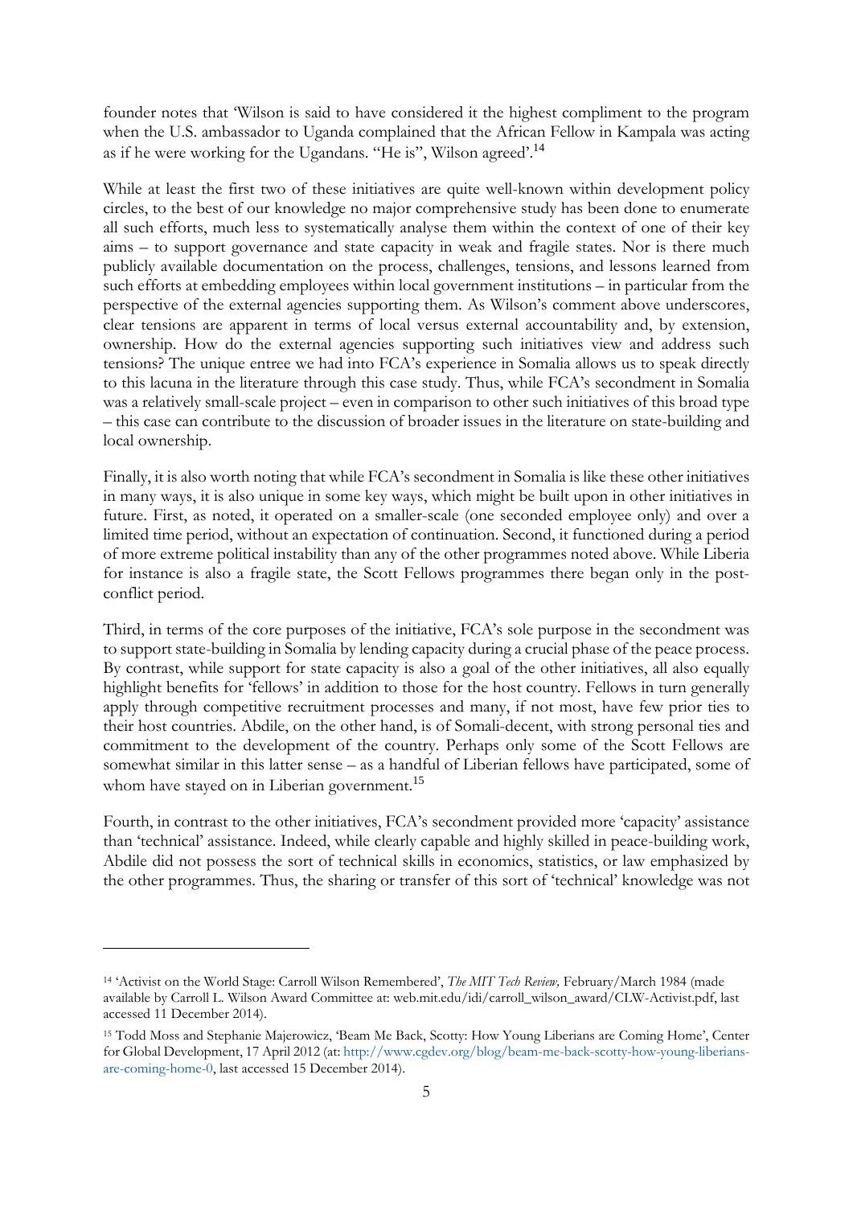founder notes that 'Wilson is said to have considered it the highest compliment to the program when the U.S. ambassador to Uganda complained that the African Fellow in Kampala was acting as if he were working for the Ugandans. "He is", Wilson agreed'.[14]

While at least the first two of these initiatives are quite well-known within development policy circles, to the best of our knowledge no major comprehensive study has been done to enumerate all such efforts, much less to systematically analyse them within the context of one of their key aims – to support governance and state capacity in weak and fragile states. Nor is there much publicly available documentation on the process, challenges, tensions, and lessons learned from such efforts at embedding employees within local government institutions – in particular from the perspective of the external agencies supporting them. As Wilson's comment above underscores, clear tensions are apparent in terms of local versus external accountability and, by extension, ownership. How do the external agencies supporting such initiatives view and address such tensions? The unique entree we had into FCA's experience in Somalia allows us to speak directly to this lacuna in the literature through this case study. Thus, while FCA's secondment in Somalia was a relatively small-scale project – even in comparison to other such initiatives of this broad type – this case can contribute to the discussion of broader issues in the literature on state-building and local ownership.

Finally, it is also worth noting that while FCA's secondment in Somalia is like these other initiatives in many ways, it is also unique in some key ways, which might be built upon in other initiatives in future. First, as noted, it operated on a smaller-scale (one seconded employee only) and over a limited time period, without an expectation of continuation. Second, it functioned during a period of more extreme political instability than any of the other programmes noted above. While Liberia for instance is also a fragile state, the Scott Fellows programmes there began only in the post-conflict period.

Third, in terms of the core purposes of the initiative, FCA's sole purpose in the secondment was to support state-building in Somalia by lending capacity during a crucial phase of the peace process. By contrast, while support for state capacity is also a goal of the other initiatives, all also equally highlight benefits for 'fellows' in addition to those for the host country. Fellows in turn generally apply through competitive recruitment processes and many, if not most, have few prior ties to their host countries. Abdile, on the other hand, is of Somali-decent, with strong personal ties and commitment to the development of the country. Perhaps only some of the Scott Fellows are somewhat similar in this latter sense – as a handful of Liberian fellows have participated, some of whom have stayed on in Liberian government.[15]

Fourth, in contrast to the other initiatives, FCA's secondment provided more 'capacity' assistance than 'technical' assistance. Indeed, while clearly capable and highly skilled in peace-building work, Abdile did not possess the sort of technical skills in economics, statistics, or law emphasized by the other programmes. Thus, the sharing or transfer of this sort of 'technical' knowledge was not

---

[14] 'Activist on the World Stage: Carroll Wilson Remembered', *The MIT Tech Review,* February/March 1984 (made available by Carroll L. Wilson Award Committee at: web.mit.edu/idi/carroll_wilson_award/CLW-Activist.pdf, last accessed 11 December 2014).

[15] Todd Moss and Stephanie Majerowicz, 'Beam Me Back, Scotty: How Young Liberians are Coming Home', Center for Global Development, 17 April 2012 (at: http://www.cgdev.org/blog/beam-me-back-scotty-how-young-liberians-are-coming-home-0, last accessed 15 December 2014).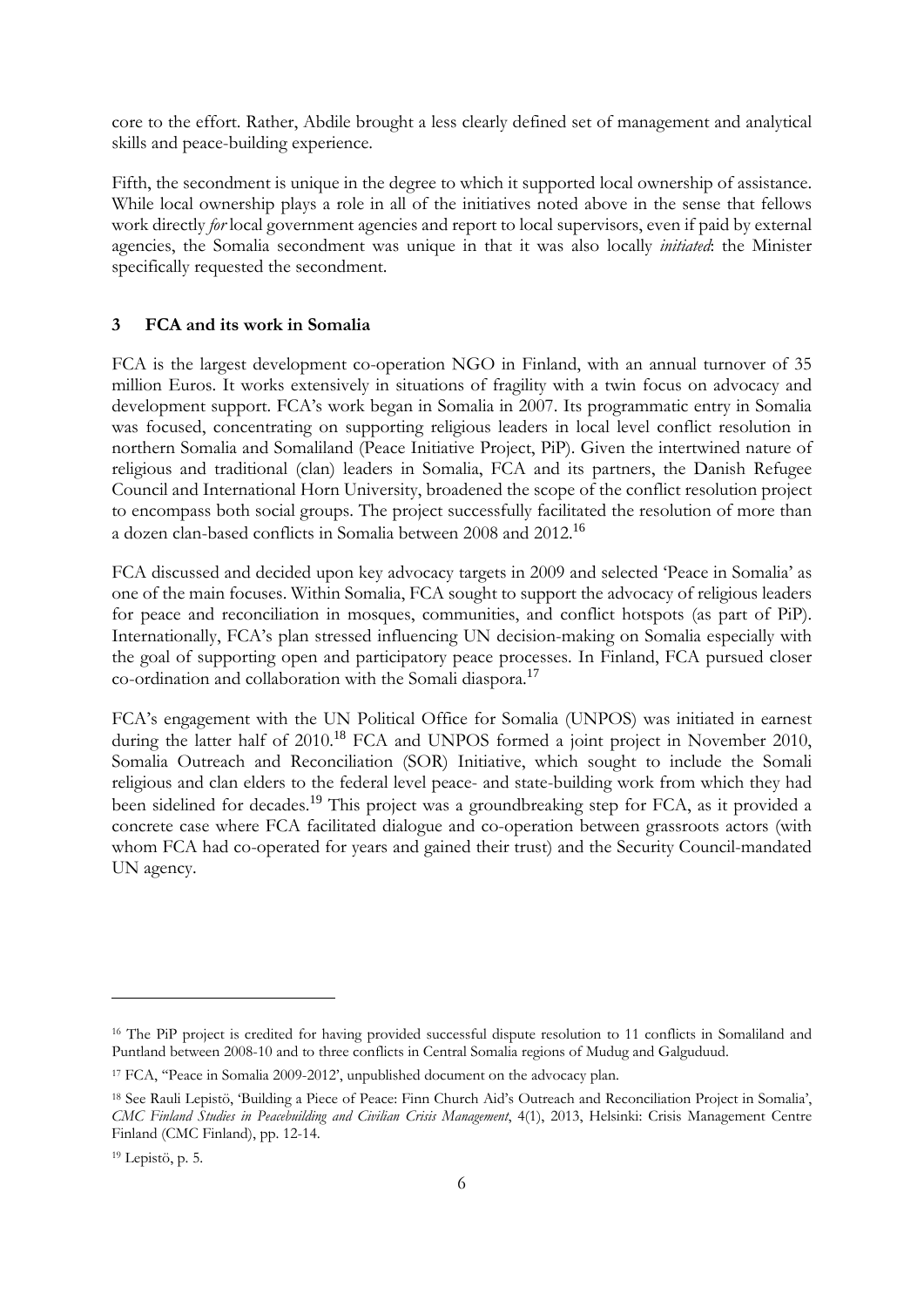core to the effort. Rather, Abdile brought a less clearly defined set of management and analytical skills and peace-building experience.

Fifth, the secondment is unique in the degree to which it supported local ownership of assistance. While local ownership plays a role in all of the initiatives noted above in the sense that fellows work directly *for* local government agencies and report to local supervisors, even if paid by external agencies, the Somalia secondment was unique in that it was also locally *initiated*: the Minister specifically requested the secondment.

## 3 FCA and its work in Somalia

FCA is the largest development co-operation NGO in Finland, with an annual turnover of 35 million Euros. It works extensively in situations of fragility with a twin focus on advocacy and development support. FCA's work began in Somalia in 2007. Its programmatic entry in Somalia was focused, concentrating on supporting religious leaders in local level conflict resolution in northern Somalia and Somaliland (Peace Initiative Project, PiP). Given the intertwined nature of religious and traditional (clan) leaders in Somalia, FCA and its partners, the Danish Refugee Council and International Horn University, broadened the scope of the conflict resolution project to encompass both social groups. The project successfully facilitated the resolution of more than a dozen clan-based conflicts in Somalia between 2008 and 2012.[16]

FCA discussed and decided upon key advocacy targets in 2009 and selected 'Peace in Somalia' as one of the main focuses. Within Somalia, FCA sought to support the advocacy of religious leaders for peace and reconciliation in mosques, communities, and conflict hotspots (as part of PiP). Internationally, FCA's plan stressed influencing UN decision-making on Somalia especially with the goal of supporting open and participatory peace processes. In Finland, FCA pursued closer co-ordination and collaboration with the Somali diaspora.[17]

FCA's engagement with the UN Political Office for Somalia (UNPOS) was initiated in earnest during the latter half of 2010.[18] FCA and UNPOS formed a joint project in November 2010, Somalia Outreach and Reconciliation (SOR) Initiative, which sought to include the Somali religious and clan elders to the federal level peace- and state-building work from which they had been sidelined for decades.[19] This project was a groundbreaking step for FCA, as it provided a concrete case where FCA facilitated dialogue and co-operation between grassroots actors (with whom FCA had co-operated for years and gained their trust) and the Security Council-mandated UN agency.

---

[16] The PiP project is credited for having provided successful dispute resolution to 11 conflicts in Somaliland and Puntland between 2008-10 and to three conflicts in Central Somalia regions of Mudug and Galguduud.

[17] FCA, "Peace in Somalia 2009-2012', unpublished document on the advocacy plan.

[18] See Rauli Lepistö, 'Building a Piece of Peace: Finn Church Aid's Outreach and Reconciliation Project in Somalia', *CMC Finland Studies in Peacebuilding and Civilian Crisis Management*, 4(1), 2013, Helsinki: Crisis Management Centre Finland (CMC Finland), pp. 12-14.

[19] Lepistö, p. 5.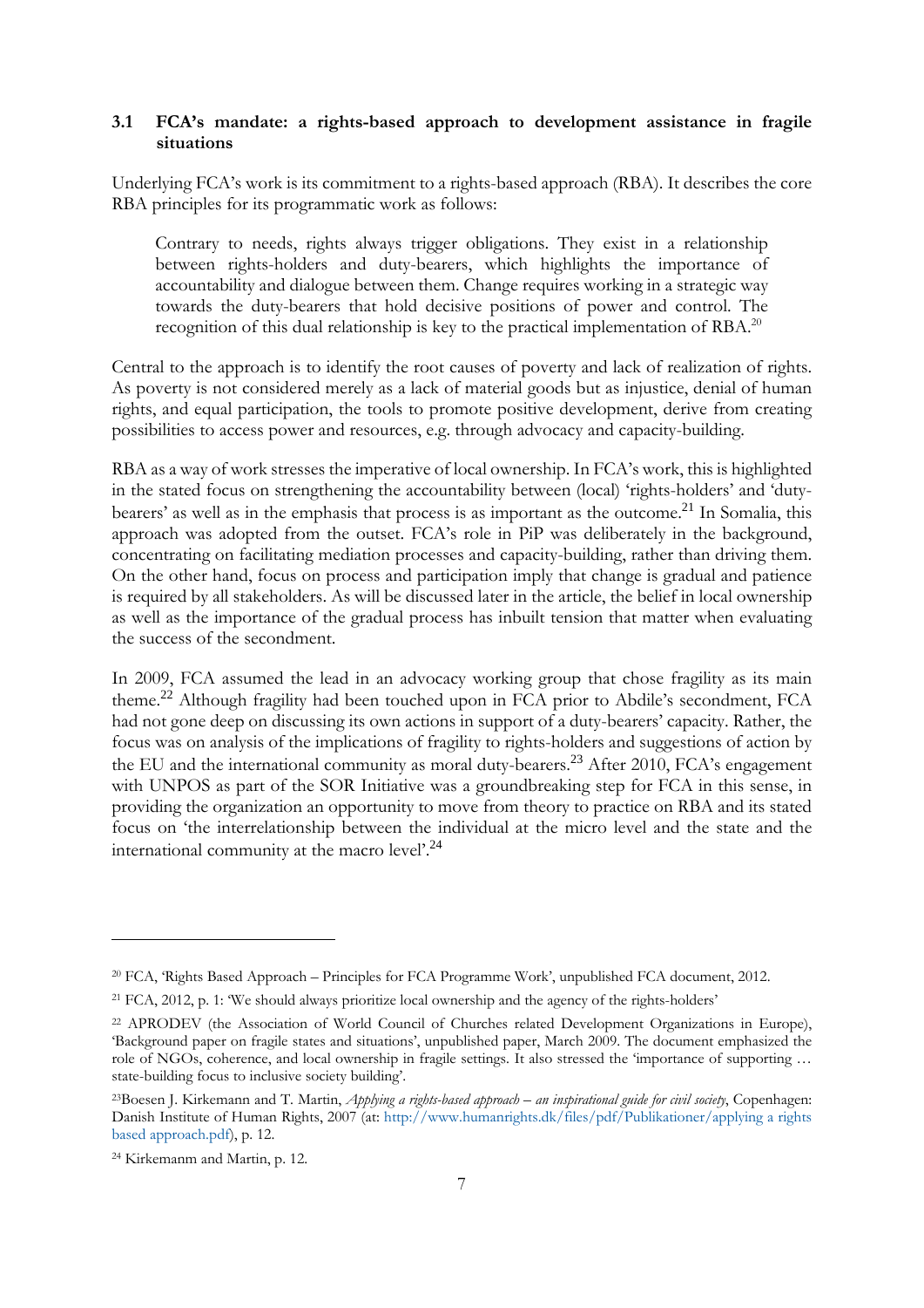### 3.1 FCA's mandate: a rights-based approach to development assistance in fragile situations

Underlying FCA's work is its commitment to a rights-based approach (RBA). It describes the core RBA principles for its programmatic work as follows:

> Contrary to needs, rights always trigger obligations. They exist in a relationship between rights-holders and duty-bearers, which highlights the importance of accountability and dialogue between them. Change requires working in a strategic way towards the duty-bearers that hold decisive positions of power and control. The recognition of this dual relationship is key to the practical implementation of RBA.[20]

Central to the approach is to identify the root causes of poverty and lack of realization of rights. As poverty is not considered merely as a lack of material goods but as injustice, denial of human rights, and equal participation, the tools to promote positive development, derive from creating possibilities to access power and resources, e.g. through advocacy and capacity-building.

RBA as a way of work stresses the imperative of local ownership. In FCA's work, this is highlighted in the stated focus on strengthening the accountability between (local) 'rights-holders' and 'duty-bearers' as well as in the emphasis that process is as important as the outcome.[21] In Somalia, this approach was adopted from the outset. FCA's role in PiP was deliberately in the background, concentrating on facilitating mediation processes and capacity-building, rather than driving them. On the other hand, focus on process and participation imply that change is gradual and patience is required by all stakeholders. As will be discussed later in the article, the belief in local ownership as well as the importance of the gradual process has inbuilt tension that matter when evaluating the success of the secondment.

In 2009, FCA assumed the lead in an advocacy working group that chose fragility as its main theme.[22] Although fragility had been touched upon in FCA prior to Abdile's secondment, FCA had not gone deep on discussing its own actions in support of a duty-bearers' capacity. Rather, the focus was on analysis of the implications of fragility to rights-holders and suggestions of action by the EU and the international community as moral duty-bearers.[23] After 2010, FCA's engagement with UNPOS as part of the SOR Initiative was a groundbreaking step for FCA in this sense, in providing the organization an opportunity to move from theory to practice on RBA and its stated focus on 'the interrelationship between the individual at the micro level and the state and the international community at the macro level'.[24]

---

[20] FCA, 'Rights Based Approach – Principles for FCA Programme Work', unpublished FCA document, 2012.

[21] FCA, 2012, p. 1: 'We should always prioritize local ownership and the agency of the rights-holders'

[22] APRODEV (the Association of World Council of Churches related Development Organizations in Europe), 'Background paper on fragile states and situations', unpublished paper, March 2009. The document emphasized the role of NGOs, coherence, and local ownership in fragile settings. It also stressed the 'importance of supporting … state-building focus to inclusive society building'.

[23] Boesen J. Kirkemann and T. Martin, *Applying a rights-based approach – an inspirational guide for civil society*, Copenhagen: Danish Institute of Human Rights, 2007 (at: http://www.humanrights.dk/files/pdf/Publikationer/applying a rights based approach.pdf), p. 12.

[24] Kirkemanm and Martin, p. 12.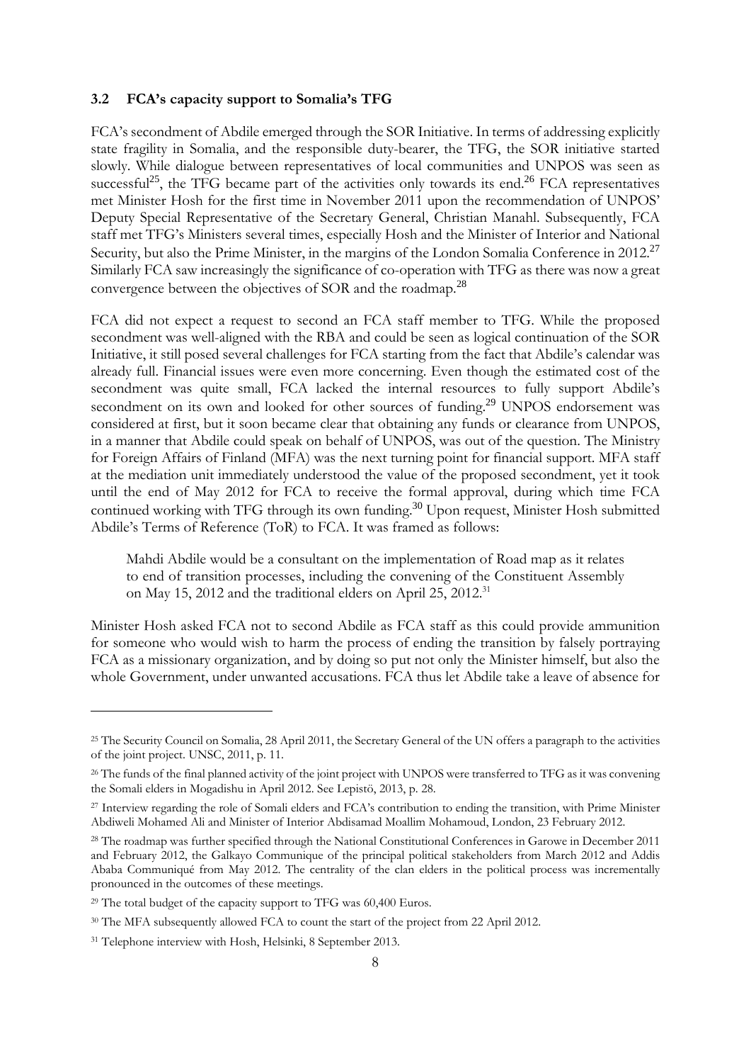### 3.2 FCA's capacity support to Somalia's TFG

FCA's secondment of Abdile emerged through the SOR Initiative. In terms of addressing explicitly state fragility in Somalia, and the responsible duty-bearer, the TFG, the SOR initiative started slowly. While dialogue between representatives of local communities and UNPOS was seen as successful[25], the TFG became part of the activities only towards its end.[26] FCA representatives met Minister Hosh for the first time in November 2011 upon the recommendation of UNPOS' Deputy Special Representative of the Secretary General, Christian Manahl. Subsequently, FCA staff met TFG's Ministers several times, especially Hosh and the Minister of Interior and National Security, but also the Prime Minister, in the margins of the London Somalia Conference in 2012.[27] Similarly FCA saw increasingly the significance of co-operation with TFG as there was now a great convergence between the objectives of SOR and the roadmap.[28]

FCA did not expect a request to second an FCA staff member to TFG. While the proposed secondment was well-aligned with the RBA and could be seen as logical continuation of the SOR Initiative, it still posed several challenges for FCA starting from the fact that Abdile's calendar was already full. Financial issues were even more concerning. Even though the estimated cost of the secondment was quite small, FCA lacked the internal resources to fully support Abdile's secondment on its own and looked for other sources of funding.[29] UNPOS endorsement was considered at first, but it soon became clear that obtaining any funds or clearance from UNPOS, in a manner that Abdile could speak on behalf of UNPOS, was out of the question. The Ministry for Foreign Affairs of Finland (MFA) was the next turning point for financial support. MFA staff at the mediation unit immediately understood the value of the proposed secondment, yet it took until the end of May 2012 for FCA to receive the formal approval, during which time FCA continued working with TFG through its own funding.[30] Upon request, Minister Hosh submitted Abdile's Terms of Reference (ToR) to FCA. It was framed as follows:

> Mahdi Abdile would be a consultant on the implementation of Road map as it relates to end of transition processes, including the convening of the Constituent Assembly on May 15, 2012 and the traditional elders on April 25, 2012.[31]

Minister Hosh asked FCA not to second Abdile as FCA staff as this could provide ammunition for someone who would wish to harm the process of ending the transition by falsely portraying FCA as a missionary organization, and by doing so put not only the Minister himself, but also the whole Government, under unwanted accusations. FCA thus let Abdile take a leave of absence for

---

[25] The Security Council on Somalia, 28 April 2011, the Secretary General of the UN offers a paragraph to the activities of the joint project. UNSC, 2011, p. 11.

[26] The funds of the final planned activity of the joint project with UNPOS were transferred to TFG as it was convening the Somali elders in Mogadishu in April 2012. See Lepistö, 2013, p. 28.

[27] Interview regarding the role of Somali elders and FCA's contribution to ending the transition, with Prime Minister Abdiweli Mohamed Ali and Minister of Interior Abdisamad Moallim Mohamoud, London, 23 February 2012.

[28] The roadmap was further specified through the National Constitutional Conferences in Garowe in December 2011 and February 2012, the Galkayo Communique of the principal political stakeholders from March 2012 and Addis Ababa Communiqué from May 2012. The centrality of the clan elders in the political process was incrementally pronounced in the outcomes of these meetings.

[29] The total budget of the capacity support to TFG was 60,400 Euros.

[30] The MFA subsequently allowed FCA to count the start of the project from 22 April 2012.

[31] Telephone interview with Hosh, Helsinki, 8 September 2013.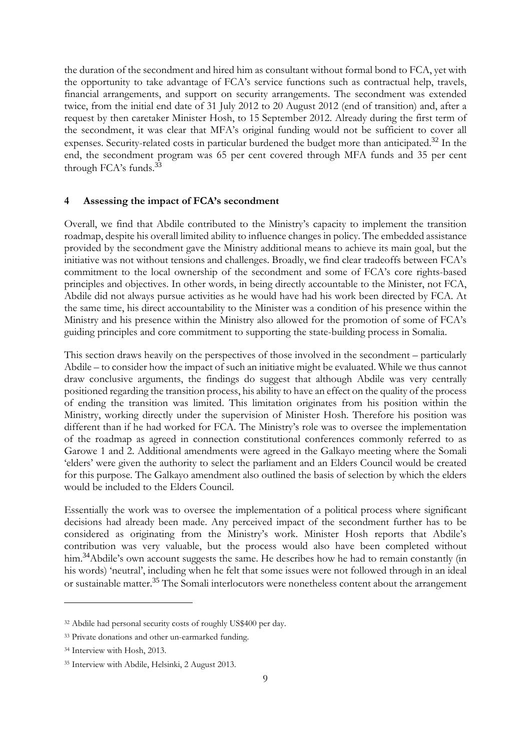the duration of the secondment and hired him as consultant without formal bond to FCA, yet with the opportunity to take advantage of FCA's service functions such as contractual help, travels, financial arrangements, and support on security arrangements. The secondment was extended twice, from the initial end date of 31 July 2012 to 20 August 2012 (end of transition) and, after a request by then caretaker Minister Hosh, to 15 September 2012. Already during the first term of the secondment, it was clear that MFA's original funding would not be sufficient to cover all expenses. Security-related costs in particular burdened the budget more than anticipated.[32] In the end, the secondment program was 65 per cent covered through MFA funds and 35 per cent through FCA's funds.[33]

## 4 Assessing the impact of FCA's secondment

Overall, we find that Abdile contributed to the Ministry's capacity to implement the transition roadmap, despite his overall limited ability to influence changes in policy. The embedded assistance provided by the secondment gave the Ministry additional means to achieve its main goal, but the initiative was not without tensions and challenges. Broadly, we find clear tradeoffs between FCA's commitment to the local ownership of the secondment and some of FCA's core rights-based principles and objectives. In other words, in being directly accountable to the Minister, not FCA, Abdile did not always pursue activities as he would have had his work been directed by FCA. At the same time, his direct accountability to the Minister was a condition of his presence within the Ministry and his presence within the Ministry also allowed for the promotion of some of FCA's guiding principles and core commitment to supporting the state-building process in Somalia.

This section draws heavily on the perspectives of those involved in the secondment – particularly Abdile – to consider how the impact of such an initiative might be evaluated. While we thus cannot draw conclusive arguments, the findings do suggest that although Abdile was very centrally positioned regarding the transition process, his ability to have an effect on the quality of the process of ending the transition was limited. This limitation originates from his position within the Ministry, working directly under the supervision of Minister Hosh. Therefore his position was different than if he had worked for FCA. The Ministry's role was to oversee the implementation of the roadmap as agreed in connection constitutional conferences commonly referred to as Garowe 1 and 2. Additional amendments were agreed in the Galkayo meeting where the Somali 'elders' were given the authority to select the parliament and an Elders Council would be created for this purpose. The Galkayo amendment also outlined the basis of selection by which the elders would be included to the Elders Council.

Essentially the work was to oversee the implementation of a political process where significant decisions had already been made. Any perceived impact of the secondment further has to be considered as originating from the Ministry's work. Minister Hosh reports that Abdile's contribution was very valuable, but the process would also have been completed without him.[34] Abdile's own account suggests the same. He describes how he had to remain constantly (in his words) 'neutral', including when he felt that some issues were not followed through in an ideal or sustainable matter.[35] The Somali interlocutors were nonetheless content about the arrangement

---

[32] Abdile had personal security costs of roughly US$400 per day.

[33] Private donations and other un-earmarked funding.

[34] Interview with Hosh, 2013.

[35] Interview with Abdile, Helsinki, 2 August 2013.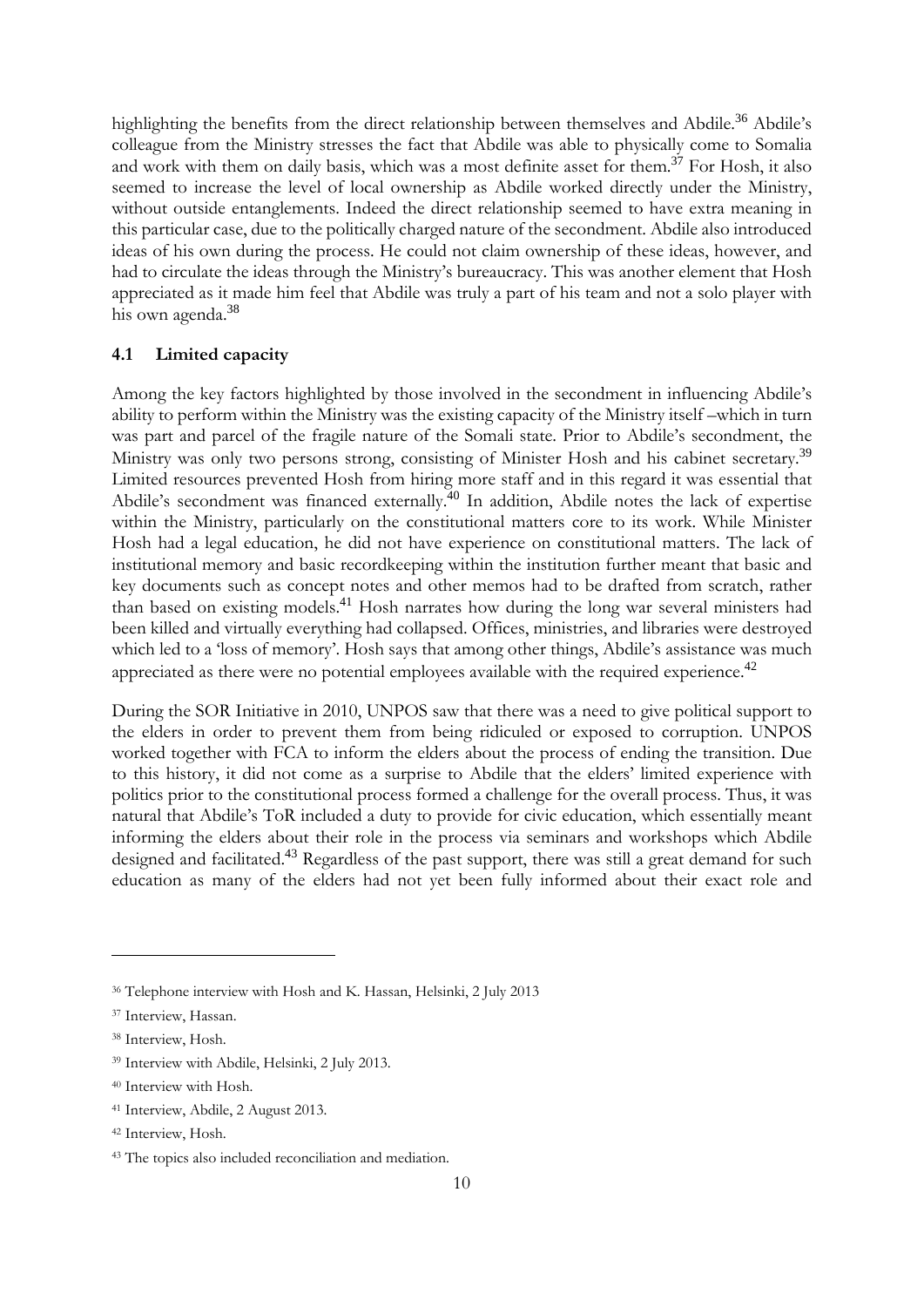highlighting the benefits from the direct relationship between themselves and Abdile.[36] Abdile's colleague from the Ministry stresses the fact that Abdile was able to physically come to Somalia and work with them on daily basis, which was a most definite asset for them.[37] For Hosh, it also seemed to increase the level of local ownership as Abdile worked directly under the Ministry, without outside entanglements. Indeed the direct relationship seemed to have extra meaning in this particular case, due to the politically charged nature of the secondment. Abdile also introduced ideas of his own during the process. He could not claim ownership of these ideas, however, and had to circulate the ideas through the Ministry's bureaucracy. This was another element that Hosh appreciated as it made him feel that Abdile was truly a part of his team and not a solo player with his own agenda.[38]

### 4.1 Limited capacity

Among the key factors highlighted by those involved in the secondment in influencing Abdile's ability to perform within the Ministry was the existing capacity of the Ministry itself –which in turn was part and parcel of the fragile nature of the Somali state. Prior to Abdile's secondment, the Ministry was only two persons strong, consisting of Minister Hosh and his cabinet secretary.[39] Limited resources prevented Hosh from hiring more staff and in this regard it was essential that Abdile's secondment was financed externally.[40] In addition, Abdile notes the lack of expertise within the Ministry, particularly on the constitutional matters core to its work. While Minister Hosh had a legal education, he did not have experience on constitutional matters. The lack of institutional memory and basic recordkeeping within the institution further meant that basic and key documents such as concept notes and other memos had to be drafted from scratch, rather than based on existing models.[41] Hosh narrates how during the long war several ministers had been killed and virtually everything had collapsed. Offices, ministries, and libraries were destroyed which led to a 'loss of memory'. Hosh says that among other things, Abdile's assistance was much appreciated as there were no potential employees available with the required experience.[42]

During the SOR Initiative in 2010, UNPOS saw that there was a need to give political support to the elders in order to prevent them from being ridiculed or exposed to corruption. UNPOS worked together with FCA to inform the elders about the process of ending the transition. Due to this history, it did not come as a surprise to Abdile that the elders' limited experience with politics prior to the constitutional process formed a challenge for the overall process. Thus, it was natural that Abdile's ToR included a duty to provide for civic education, which essentially meant informing the elders about their role in the process via seminars and workshops which Abdile designed and facilitated.[43] Regardless of the past support, there was still a great demand for such education as many of the elders had not yet been fully informed about their exact role and

[36] Telephone interview with Hosh and K. Hassan, Helsinki, 2 July 2013

[37] Interview, Hassan.

[38] Interview, Hosh.

[39] Interview with Abdile, Helsinki, 2 July 2013.

[40] Interview with Hosh.

[41] Interview, Abdile, 2 August 2013.

[42] Interview, Hosh.

[43] The topics also included reconciliation and mediation.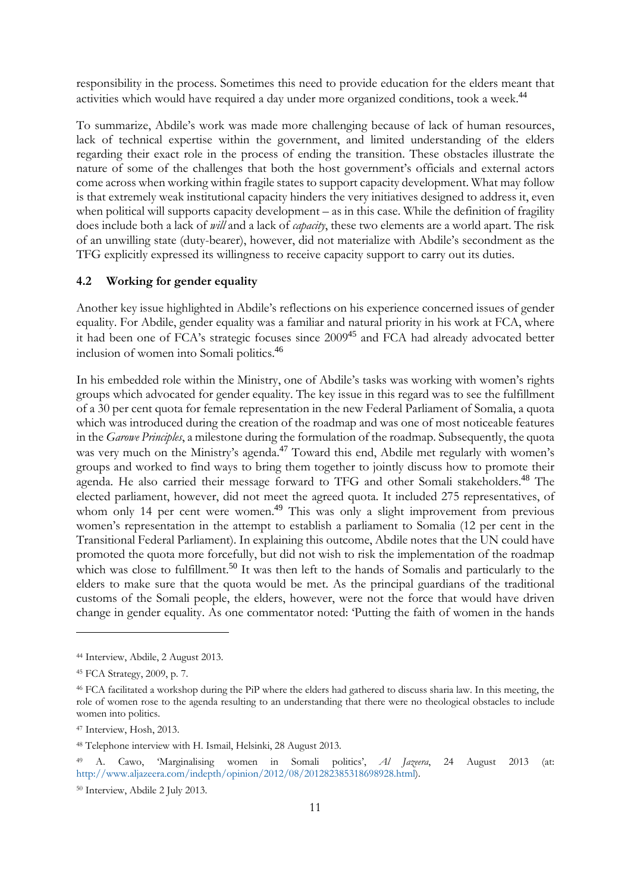responsibility in the process. Sometimes this need to provide education for the elders meant that activities which would have required a day under more organized conditions, took a week.[44]

To summarize, Abdile's work was made more challenging because of lack of human resources, lack of technical expertise within the government, and limited understanding of the elders regarding their exact role in the process of ending the transition. These obstacles illustrate the nature of some of the challenges that both the host government's officials and external actors come across when working within fragile states to support capacity development. What may follow is that extremely weak institutional capacity hinders the very initiatives designed to address it, even when political will supports capacity development – as in this case. While the definition of fragility does include both a lack of *will* and a lack of *capacity*, these two elements are a world apart. The risk of an unwilling state (duty-bearer), however, did not materialize with Abdile's secondment as the TFG explicitly expressed its willingness to receive capacity support to carry out its duties.

### 4.2 Working for gender equality

Another key issue highlighted in Abdile's reflections on his experience concerned issues of gender equality. For Abdile, gender equality was a familiar and natural priority in his work at FCA, where it had been one of FCA's strategic focuses since 2009[45] and FCA had already advocated better inclusion of women into Somali politics.[46]

In his embedded role within the Ministry, one of Abdile's tasks was working with women's rights groups which advocated for gender equality. The key issue in this regard was to see the fulfillment of a 30 per cent quota for female representation in the new Federal Parliament of Somalia, a quota which was introduced during the creation of the roadmap and was one of most noticeable features in the *Garowe Principles*, a milestone during the formulation of the roadmap. Subsequently, the quota was very much on the Ministry's agenda.[47] Toward this end, Abdile met regularly with women's groups and worked to find ways to bring them together to jointly discuss how to promote their agenda. He also carried their message forward to TFG and other Somali stakeholders.[48] The elected parliament, however, did not meet the agreed quota. It included 275 representatives, of whom only 14 per cent were women.[49] This was only a slight improvement from previous women's representation in the attempt to establish a parliament to Somalia (12 per cent in the Transitional Federal Parliament). In explaining this outcome, Abdile notes that the UN could have promoted the quota more forcefully, but did not wish to risk the implementation of the roadmap which was close to fulfillment.[50] It was then left to the hands of Somalis and particularly to the elders to make sure that the quota would be met. As the principal guardians of the traditional customs of the Somali people, the elders, however, were not the force that would have driven change in gender equality. As one commentator noted: 'Putting the faith of women in the hands

---

[44] Interview, Abdile, 2 August 2013.

[45] FCA Strategy, 2009, p. 7.

[46] FCA facilitated a workshop during the PiP where the elders had gathered to discuss sharia law. In this meeting, the role of women rose to the agenda resulting to an understanding that there were no theological obstacles to include women into politics.

[47] Interview, Hosh, 2013.

[48] Telephone interview with H. Ismail, Helsinki, 28 August 2013.

[49] A. Cawo, 'Marginalising women in Somali politics', *Al Jazeera*, 24 August 2013 (at: http://www.aljazeera.com/indepth/opinion/2012/08/201282385318698928.html).

[50] Interview, Abdile 2 July 2013.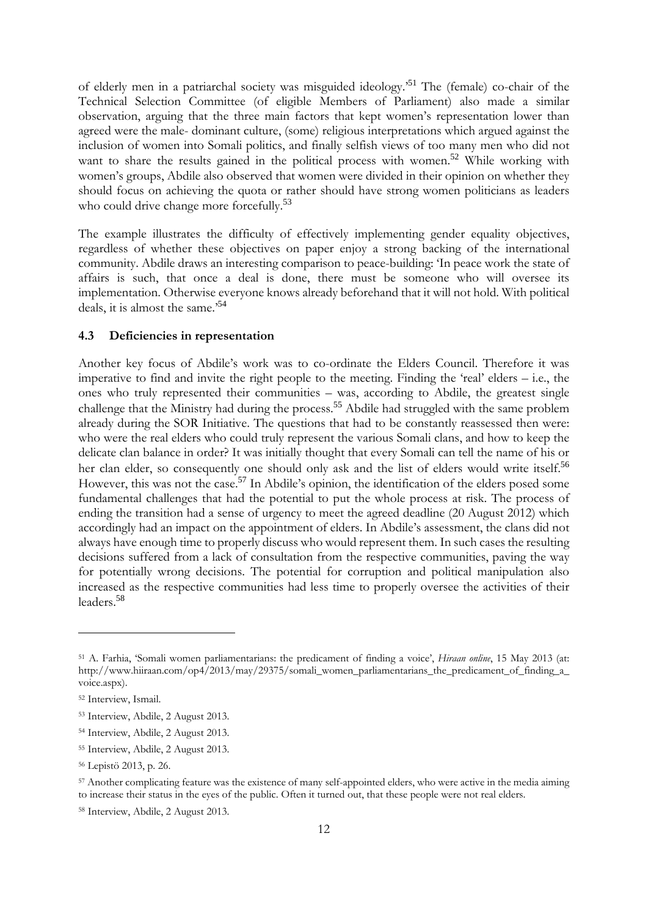of elderly men in a patriarchal society was misguided ideology.'[51] The (female) co-chair of the Technical Selection Committee (of eligible Members of Parliament) also made a similar observation, arguing that the three main factors that kept women's representation lower than agreed were the male- dominant culture, (some) religious interpretations which argued against the inclusion of women into Somali politics, and finally selfish views of too many men who did not want to share the results gained in the political process with women.[52] While working with women's groups, Abdile also observed that women were divided in their opinion on whether they should focus on achieving the quota or rather should have strong women politicians as leaders who could drive change more forcefully.[53]

The example illustrates the difficulty of effectively implementing gender equality objectives, regardless of whether these objectives on paper enjoy a strong backing of the international community. Abdile draws an interesting comparison to peace-building: 'In peace work the state of affairs is such, that once a deal is done, there must be someone who will oversee its implementation. Otherwise everyone knows already beforehand that it will not hold. With political deals, it is almost the same.'[54]

### 4.3 Deficiencies in representation

Another key focus of Abdile's work was to co-ordinate the Elders Council. Therefore it was imperative to find and invite the right people to the meeting. Finding the 'real' elders – i.e., the ones who truly represented their communities – was, according to Abdile, the greatest single challenge that the Ministry had during the process.[55] Abdile had struggled with the same problem already during the SOR Initiative. The questions that had to be constantly reassessed then were: who were the real elders who could truly represent the various Somali clans, and how to keep the delicate clan balance in order? It was initially thought that every Somali can tell the name of his or her clan elder, so consequently one should only ask and the list of elders would write itself.[56] However, this was not the case.[57] In Abdile's opinion, the identification of the elders posed some fundamental challenges that had the potential to put the whole process at risk. The process of ending the transition had a sense of urgency to meet the agreed deadline (20 August 2012) which accordingly had an impact on the appointment of elders. In Abdile's assessment, the clans did not always have enough time to properly discuss who would represent them. In such cases the resulting decisions suffered from a lack of consultation from the respective communities, paving the way for potentially wrong decisions. The potential for corruption and political manipulation also increased as the respective communities had less time to properly oversee the activities of their leaders.[58]

---

[51] A. Farhia, 'Somali women parliamentarians: the predicament of finding a voice', *Hiraan online*, 15 May 2013 (at: http://www.hiiraan.com/op4/2013/may/29375/somali_women_parliamentarians_the_predicament_of_finding_a_voice.aspx).

[52] Interview, Ismail.

[53] Interview, Abdile, 2 August 2013.

[54] Interview, Abdile, 2 August 2013.

[55] Interview, Abdile, 2 August 2013.

[56] Lepistö 2013, p. 26.

[57] Another complicating feature was the existence of many self-appointed elders, who were active in the media aiming to increase their status in the eyes of the public. Often it turned out, that these people were not real elders.

[58] Interview, Abdile, 2 August 2013.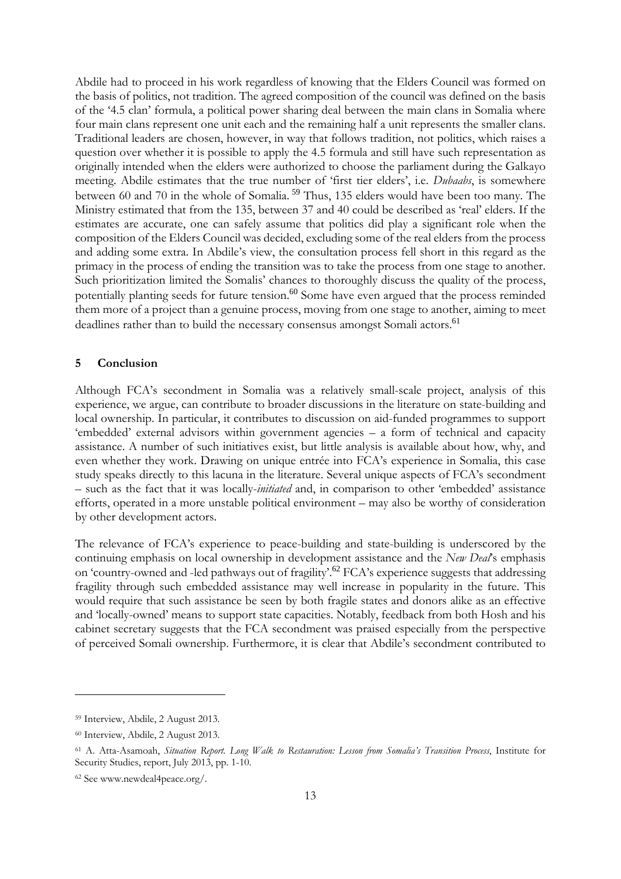Abdile had to proceed in his work regardless of knowing that the Elders Council was formed on the basis of politics, not tradition. The agreed composition of the council was defined on the basis of the '4.5 clan' formula, a political power sharing deal between the main clans in Somalia where four main clans represent one unit each and the remaining half a unit represents the smaller clans. Traditional leaders are chosen, however, in way that follows tradition, not politics, which raises a question over whether it is possible to apply the 4.5 formula and still have such representation as originally intended when the elders were authorized to choose the parliament during the Galkayo meeting. Abdile estimates that the true number of 'first tier elders', i.e. *Dubaabs*, is somewhere between 60 and 70 in the whole of Somalia.[59] Thus, 135 elders would have been too many. The Ministry estimated that from the 135, between 37 and 40 could be described as 'real' elders. If the estimates are accurate, one can safely assume that politics did play a significant role when the composition of the Elders Council was decided, excluding some of the real elders from the process and adding some extra. In Abdile's view, the consultation process fell short in this regard as the primacy in the process of ending the transition was to take the process from one stage to another. Such prioritization limited the Somalis' chances to thoroughly discuss the quality of the process, potentially planting seeds for future tension.[60] Some have even argued that the process reminded them more of a project than a genuine process, moving from one stage to another, aiming to meet deadlines rather than to build the necessary consensus amongst Somali actors.[61]

## 5 Conclusion

Although FCA's secondment in Somalia was a relatively small-scale project, analysis of this experience, we argue, can contribute to broader discussions in the literature on state-building and local ownership. In particular, it contributes to discussion on aid-funded programmes to support 'embedded' external advisors within government agencies – a form of technical and capacity assistance. A number of such initiatives exist, but little analysis is available about how, why, and even whether they work. Drawing on unique entrée into FCA's experience in Somalia, this case study speaks directly to this lacuna in the literature. Several unique aspects of FCA's secondment – such as the fact that it was locally-*initiated* and, in comparison to other 'embedded' assistance efforts, operated in a more unstable political environment – may also be worthy of consideration by other development actors.

The relevance of FCA's experience to peace-building and state-building is underscored by the continuing emphasis on local ownership in development assistance and the *New Deal*'s emphasis on 'country-owned and -led pathways out of fragility'.[62] FCA's experience suggests that addressing fragility through such embedded assistance may well increase in popularity in the future. This would require that such assistance be seen by both fragile states and donors alike as an effective and 'locally-owned' means to support state capacities. Notably, feedback from both Hosh and his cabinet secretary suggests that the FCA secondment was praised especially from the perspective of perceived Somali ownership. Furthermore, it is clear that Abdile's secondment contributed to

---

[59] Interview, Abdile, 2 August 2013.

[60] Interview, Abdile, 2 August 2013.

[61] A. Atta-Asamoah, *Situation Report. Long Walk to Restauration: Lesson from Somalia's Transition Process*, Institute for Security Studies, report, July 2013, pp. 1-10.

[62] See www.newdeal4peace.org/.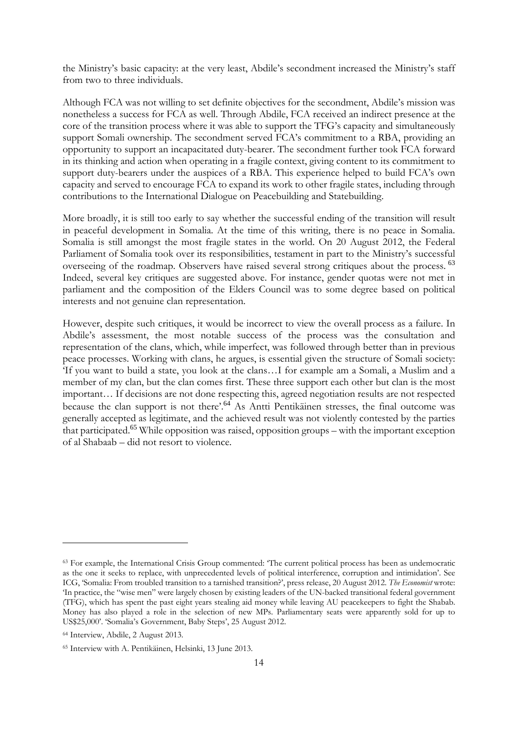the Ministry's basic capacity: at the very least, Abdile's secondment increased the Ministry's staff from two to three individuals.

Although FCA was not willing to set definite objectives for the secondment, Abdile's mission was nonetheless a success for FCA as well. Through Abdile, FCA received an indirect presence at the core of the transition process where it was able to support the TFG's capacity and simultaneously support Somali ownership. The secondment served FCA's commitment to a RBA, providing an opportunity to support an incapacitated duty-bearer. The secondment further took FCA forward in its thinking and action when operating in a fragile context, giving content to its commitment to support duty-bearers under the auspices of a RBA. This experience helped to build FCA's own capacity and served to encourage FCA to expand its work to other fragile states, including through contributions to the International Dialogue on Peacebuilding and Statebuilding.

More broadly, it is still too early to say whether the successful ending of the transition will result in peaceful development in Somalia. At the time of this writing, there is no peace in Somalia. Somalia is still amongst the most fragile states in the world. On 20 August 2012, the Federal Parliament of Somalia took over its responsibilities, testament in part to the Ministry's successful overseeing of the roadmap. Observers have raised several strong critiques about the process.[63] Indeed, several key critiques are suggested above. For instance, gender quotas were not met in parliament and the composition of the Elders Council was to some degree based on political interests and not genuine clan representation.

However, despite such critiques, it would be incorrect to view the overall process as a failure. In Abdile's assessment, the most notable success of the process was the consultation and representation of the clans, which, while imperfect, was followed through better than in previous peace processes. Working with clans, he argues, is essential given the structure of Somali society: 'If you want to build a state, you look at the clans…I for example am a Somali, a Muslim and a member of my clan, but the clan comes first. These three support each other but clan is the most important… If decisions are not done respecting this, agreed negotiation results are not respected because the clan support is not there'.[64] As Antti Pentikäinen stresses, the final outcome was generally accepted as legitimate, and the achieved result was not violently contested by the parties that participated.[65] While opposition was raised, opposition groups – with the important exception of al Shabaab – did not resort to violence.

---

[63] For example, the International Crisis Group commented: 'The current political process has been as undemocratic as the one it seeks to replace, with unprecedented levels of political interference, corruption and intimidation'. See ICG, 'Somalia: From troubled transition to a tarnished transition?', press release, 20 August 2012. *The Economist* wrote: 'In practice, the "wise men" were largely chosen by existing leaders of the UN-backed transitional federal government (TFG), which has spent the past eight years stealing aid money while leaving AU peacekeepers to fight the Shabab. Money has also played a role in the selection of new MPs. Parliamentary seats were apparently sold for up to US$25,000'. 'Somalia's Government, Baby Steps', 25 August 2012.

[64] Interview, Abdile, 2 August 2013.

[65] Interview with A. Pentikäinen, Helsinki, 13 June 2013.